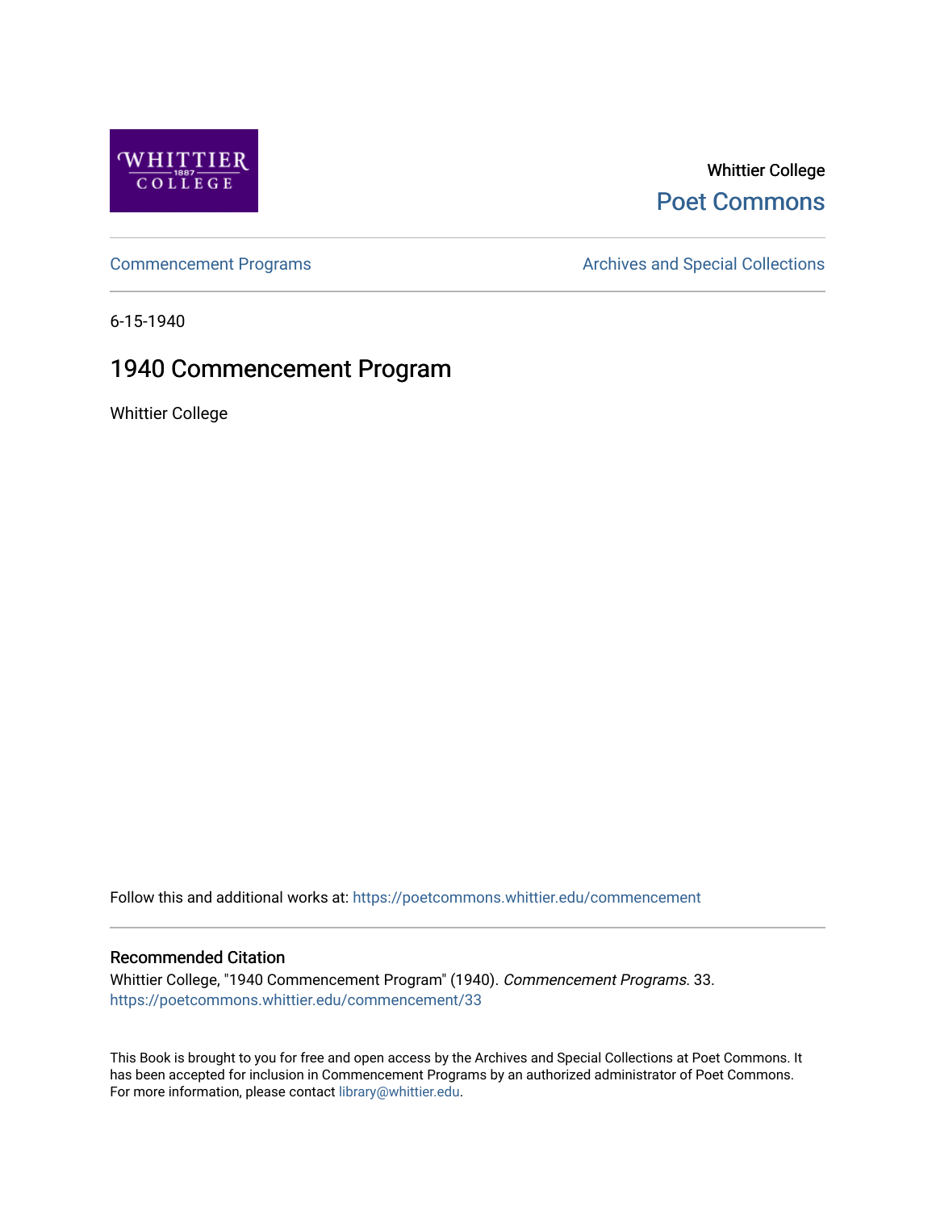Whittier College

Poet Commons

Commencement Programs

Archives and Special Collections

6-15-1940

# 1940 Commencement Program

Whittier College

Follow this and additional works at: https://poetcommons.whittier.edu/commencement

## Recommended Citation

Whittier College, "1940 Commencement Program" (1940). *Commencement Programs*. 33.
https://poetcommons.whittier.edu/commencement/33

This Book is brought to you for free and open access by the Archives and Special Collections at Poet Commons. It has been accepted for inclusion in Commencement Programs by an authorized administrator of Poet Commons. For more information, please contact library@whittier.edu.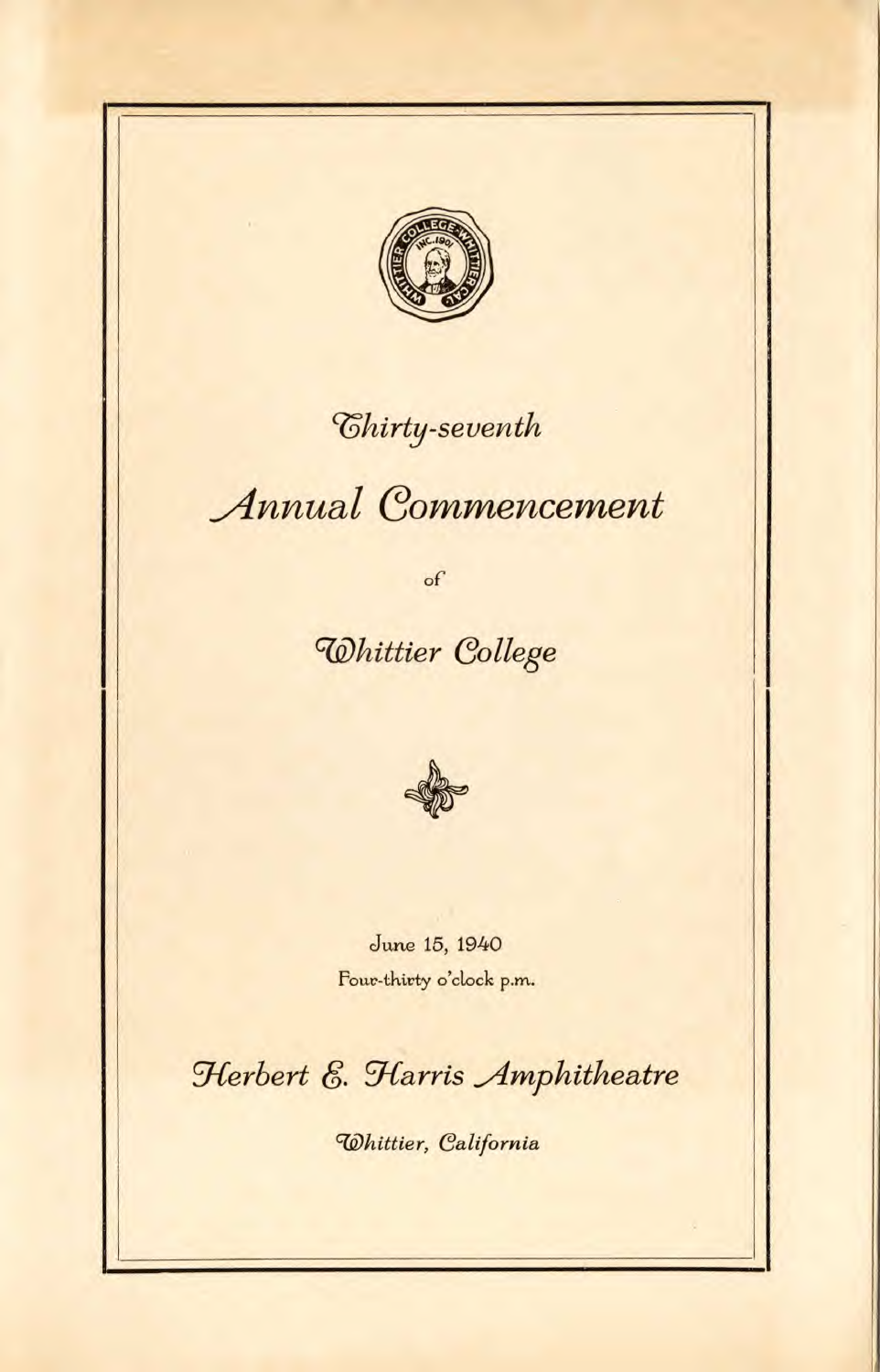# *Thirty-seventh*

# *Annual Commencement*

of

# *Whittier College*

June 15, 1940

Four-thirty o'clock p.m.

## *Herbert E. Harris Amphitheatre*

*Whittier, California*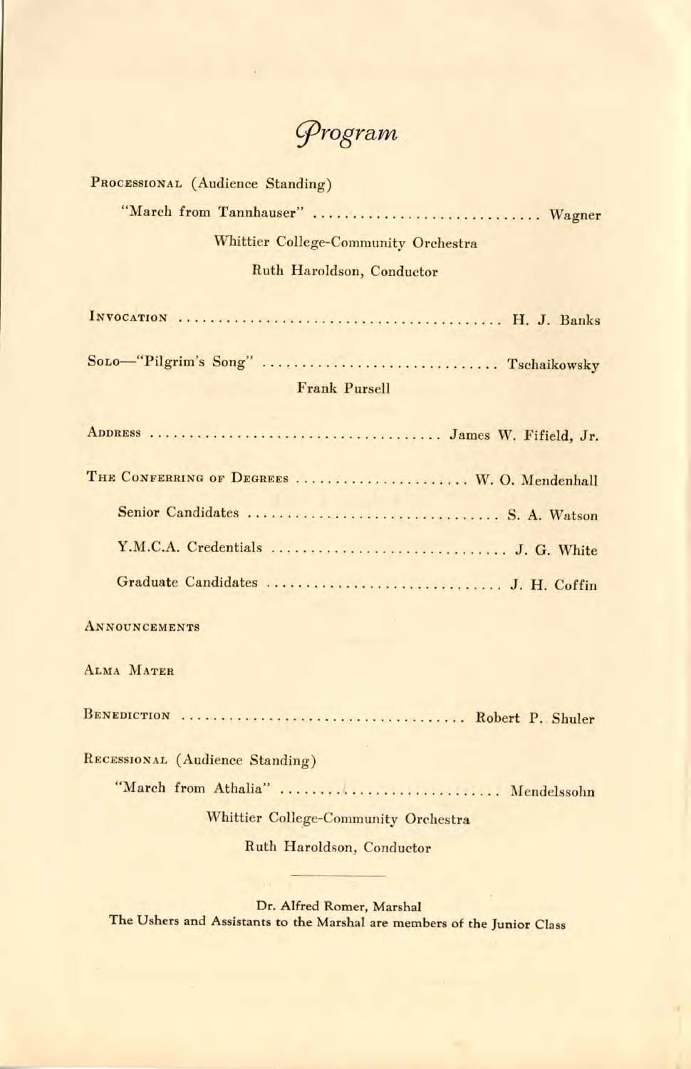# *Program*

PROCESSIONAL (Audience Standing)

"March from Tannhauser" .............................. Wagner

Whittier College-Community Orchestra

Ruth Haroldson, Conductor

INVOCATION ........................................... H. J. Banks

SOLO—"Pilgrim's Song" .............................. Tschaikowsky

Frank Pursell

ADDRESS ...................................... James W. Fifield, Jr.

THE CONFERRING OF DEGREES ....................... W. O. Mendenhall

Senior Candidates ................................. S. A. Watson

Y.M.C.A. Credentials ............................... J. G. White

Graduate Candidates ............................... J. H. Coffin

ANNOUNCEMENTS

ALMA MATER

BENEDICTION ..................................... Robert P. Shuler

RECESSIONAL (Audience Standing)

"March from Athalia" ............................. Mendelssohn

Whittier College-Community Orchestra

Ruth Haroldson, Conductor

---

Dr. Alfred Romer, Marshal

The Ushers and Assistants to the Marshal are members of the Junior Class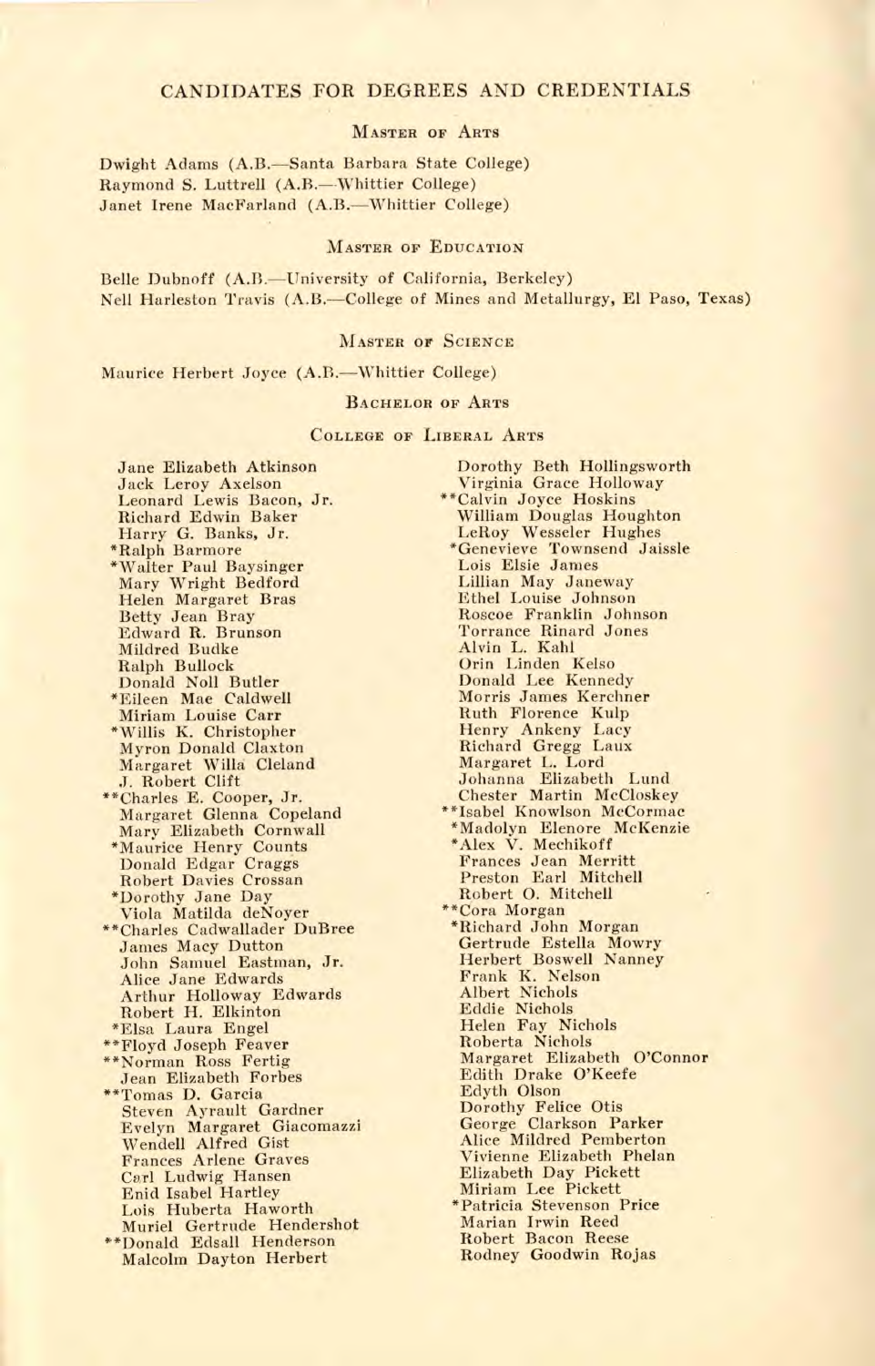# CANDIDATES FOR DEGREES AND CREDENTIALS

## Master of Arts

Dwight Adams (A.B.—Santa Barbara State College)
Raymond S. Luttrell (A.B.—Whittier College)
Janet Irene MacFarland (A.B.—Whittier College)

## Master of Education

Belle Dubnoff (A.B.—University of California, Berkeley)
Nell Harleston Travis (A.B.—College of Mines and Metallurgy, El Paso, Texas)

## Master of Science

Maurice Herbert Joyce (A.B.—Whittier College)

## Bachelor of Arts

### College of Liberal Arts

Jane Elizabeth Atkinson
Jack Leroy Axelson
Leonard Lewis Bacon, Jr.
Richard Edwin Baker
Harry G. Banks, Jr.
*Ralph Barmore
*Walter Paul Baysinger
Mary Wright Bedford
Helen Margaret Bras
Betty Jean Bray
Edward R. Brunson
Mildred Budke
Ralph Bullock
Donald Noll Butler
*Eileen Mae Caldwell
Miriam Louise Carr
*Willis K. Christopher
Myron Donald Claxton
Margaret Willa Cleland
J. Robert Clift
**Charles E. Cooper, Jr.
Margaret Glenna Copeland
Mary Elizabeth Cornwall
*Maurice Henry Counts
Donald Edgar Craggs
Robert Davies Crossan
*Dorothy Jane Day
Viola Matilda deNoyer
**Charles Cadwallader DuBree
James Macy Dutton
John Samuel Eastman, Jr.
Alice Jane Edwards
Arthur Holloway Edwards
Robert H. Elkinton
*Elsa Laura Engel
**Floyd Joseph Feaver
**Norman Ross Fertig
Jean Elizabeth Forbes
**Tomas D. Garcia
Steven Ayrault Gardner
Evelyn Margaret Giacomazzi
Wendell Alfred Gist
Frances Arlene Graves
Carl Ludwig Hansen
Enid Isabel Hartley
Lois Huberta Haworth
Muriel Gertrude Hendershot
**Donald Edsall Henderson
Malcolm Dayton Herbert
Dorothy Beth Hollingsworth
Virginia Grace Holloway
**Calvin Joyce Hoskins
William Douglas Houghton
LeRoy Wesseler Hughes
*Genevieve Townsend Jaissle
Lois Elsie James
Lillian May Janeway
Ethel Louise Johnson
Roscoe Franklin Johnson
Torrance Rinard Jones
Alvin L. Kahl
Orin Linden Kelso
Donald Lee Kennedy
Morris James Kerchner
Ruth Florence Kulp
Henry Ankeny Lacy
Richard Gregg Laux
Margaret L. Lord
Johanna Elizabeth Lund
Chester Martin McCloskey
**Isabel Knowlson McCormac
*Madolyn Elenore McKenzie
*Alex V. Mechikoff
Frances Jean Merritt
Preston Earl Mitchell
Robert O. Mitchell
**Cora Morgan
*Richard John Morgan
Gertrude Estella Mowry
Herbert Boswell Nanney
Frank K. Nelson
Albert Nichols
Eddie Nichols
Helen Fay Nichols
Roberta Nichols
Margaret Elizabeth O'Connor
Edith Drake O'Keefe
Edyth Olson
Dorothy Felice Otis
George Clarkson Parker
Alice Mildred Pemberton
Vivienne Elizabeth Phelan
Elizabeth Day Pickett
Miriam Lee Pickett
*Patricia Stevenson Price
Marian Irwin Reed
Robert Bacon Reese
Rodney Goodwin Rojas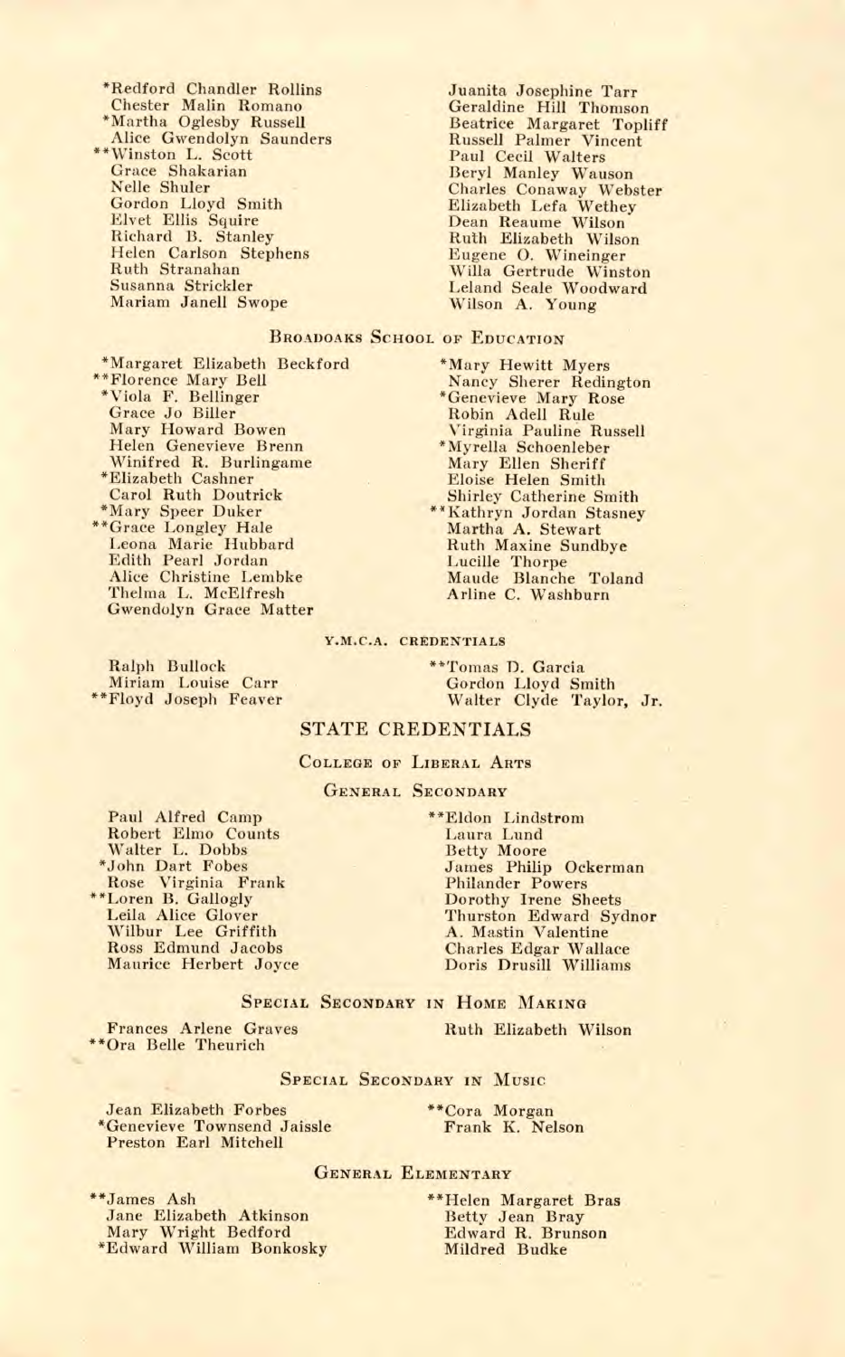*Redford Chandler Rollins
Chester Malin Romano
*Martha Oglesby Russell
Alice Gwendolyn Saunders
**Winston L. Scott
Grace Shakarian
Nelle Shuler
Gordon Lloyd Smith
Elvet Ellis Squire
Richard B. Stanley
Helen Carlson Stephens
Ruth Stranahan
Susanna Strickler
Mariam Janell Swope
Juanita Josephine Tarr
Geraldine Hill Thomson
Beatrice Margaret Topliff
Russell Palmer Vincent
Paul Cecil Walters
Beryl Manley Wauson
Charles Conaway Webster
Elizabeth Lefa Wethey
Dean Reaume Wilson
Ruth Elizabeth Wilson
Eugene O. Wineinger
Willa Gertrude Winston
Leland Seale Woodward
Wilson A. Young

### Broadoaks School of Education

*Margaret Elizabeth Beckford
**Florence Mary Bell
*Viola F. Bellinger
Grace Jo Biller
Mary Howard Bowen
Helen Genevieve Brenn
Winifred R. Burlingame
*Elizabeth Cashner
Carol Ruth Doutrick
*Mary Speer Duker
**Grace Longley Hale
Leona Marie Hubbard
Edith Pearl Jordan
Alice Christine Lembke
Thelma L. McElfresh
Gwendolyn Grace Matter
*Mary Hewitt Myers
Nancy Sherer Redington
*Genevieve Mary Rose
Robin Adell Rule
Virginia Pauline Russell
*Myrella Schoenleber
Mary Ellen Sheriff
Eloise Helen Smith
Shirley Catherine Smith
**Kathryn Jordan Stasney
Martha A. Stewart
Ruth Maxine Sundbye
Lucille Thorpe
Maude Blanche Toland
Arline C. Washburn

### Y.M.C.A. Credentials

Ralph Bullock
Miriam Louise Carr
**Floyd Joseph Feaver
**Tomas D. Garcia
Gordon Lloyd Smith
Walter Clyde Taylor, Jr.

## STATE CREDENTIALS

### College of Liberal Arts

### General Secondary

Paul Alfred Camp
Robert Elmo Counts
Walter L. Dobbs
*John Dart Fobes
Rose Virginia Frank
**Loren B. Gallogly
Leila Alice Glover
Wilbur Lee Griffith
Ross Edmund Jacobs
Maurice Herbert Joyce
**Eldon Lindstrom
Laura Lund
Betty Moore
James Philip Ockerman
Philander Powers
Dorothy Irene Sheets
Thurston Edward Sydnor
A. Mastin Valentine
Charles Edgar Wallace
Doris Drusill Williams

### Special Secondary in Home Making

Frances Arlene Graves
**Ora Belle Theurich
Ruth Elizabeth Wilson

### Special Secondary in Music

Jean Elizabeth Forbes
*Genevieve Townsend Jaissle
Preston Earl Mitchell
**Cora Morgan
Frank K. Nelson

### General Elementary

**James Ash
Jane Elizabeth Atkinson
Mary Wright Bedford
*Edward William Bonkosky
**Helen Margaret Bras
Betty Jean Bray
Edward R. Brunson
Mildred Budke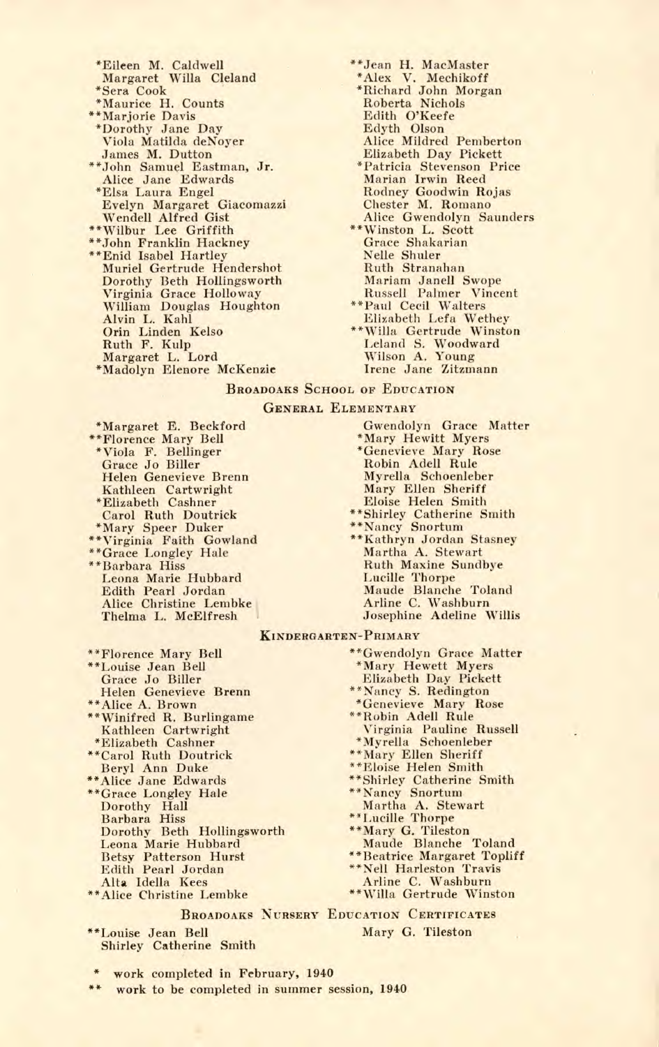*Eileen M. Caldwell
Margaret Willa Cleland
*Sera Cook
*Maurice H. Counts
**Marjorie Davis
*Dorothy Jane Day
Viola Matilda deNoyer
James M. Dutton
**John Samuel Eastman, Jr.
Alice Jane Edwards
*Elsa Laura Engel
Evelyn Margaret Giacomazzi
Wendell Alfred Gist
**Wilbur Lee Griffith
**John Franklin Hackney
**Enid Isabel Hartley
Muriel Gertrude Hendershot
Dorothy Beth Hollingsworth
Virginia Grace Holloway
William Douglas Houghton
Alvin L. Kahl
Orin Linden Kelso
Ruth F. Kulp
Margaret L. Lord
*Madolyn Elenore McKenzie
**Jean H. MacMaster
*Alex V. Mechikoff
*Richard John Morgan
Roberta Nichols
Edith O'Keefe
Edyth Olson
Alice Mildred Pemberton
Elizabeth Day Pickett
*Patricia Stevenson Price
Marian Irwin Reed
Rodney Goodwin Rojas
Chester M. Romano
Alice Gwendolyn Saunders
**Winston L. Scott
Grace Shakarian
Nelle Shuler
Ruth Stranahan
Mariam Janell Swope
Russell Palmer Vincent
**Paul Cecil Walters
Elizabeth Lefa Wethey
**Willa Gertrude Winston
Leland S. Woodward
Wilson A. Young
Irene Jane Zitzmann

## Broadoaks School of Education

### General Elementary

*Margaret E. Beckford
**Florence Mary Bell
*Viola F. Bellinger
Grace Jo Biller
Helen Genevieve Brenn
Kathleen Cartwright
*Elizabeth Cashner
Carol Ruth Doutrick
*Mary Speer Duker
**Virginia Faith Gowland
**Grace Longley Hale
**Barbara Hiss
Leona Marie Hubbard
Edith Pearl Jordan
Alice Christine Lembke
Thelma L. McElfresh
Gwendolyn Grace Matter
*Mary Hewitt Myers
*Genevieve Mary Rose
Robin Adell Rule
Myrella Schoenleber
Mary Ellen Sheriff
Eloise Helen Smith
**Shirley Catherine Smith
**Nancy Snortum
**Kathryn Jordan Stasney
Martha A. Stewart
Ruth Maxine Sundbye
Lucille Thorpe
Maude Blanche Toland
Arline C. Washburn
Josephine Adeline Willis

### Kindergarten-Primary

**Florence Mary Bell
**Louise Jean Bell
Grace Jo Biller
Helen Genevieve Brenn
**Alice A. Brown
**Winifred R. Burlingame
Kathleen Cartwright
*Elizabeth Cashner
**Carol Ruth Doutrick
Beryl Ann Duke
**Alice Jane Edwards
**Grace Longley Hale
Dorothy Hall
Barbara Hiss
Dorothy Beth Hollingsworth
Leona Marie Hubbard
Betsy Patterson Hurst
Edith Pearl Jordan
Alta Idella Kees
**Alice Christine Lembke
**Gwendolyn Grace Matter
*Mary Hewett Myers
Elizabeth Day Pickett
**Nancy S. Redington
*Genevieve Mary Rose
**Robin Adell Rule
Virginia Pauline Russell
*Myrella Schoenleber
**Mary Ellen Sheriff
**Eloise Helen Smith
**Shirley Catherine Smith
**Nancy Snortum
Martha A. Stewart
**Lucille Thorpe
**Mary G. Tileston
Maude Blanche Toland
**Beatrice Margaret Topliff
**Nell Harleston Travis
Arline C. Washburn
**Willa Gertrude Winston

## Broadoaks Nursery Education Certificates

**Louise Jean Bell
Shirley Catherine Smith
Mary G. Tileston

\* work completed in February, 1940

** work to be completed in summer session, 1940